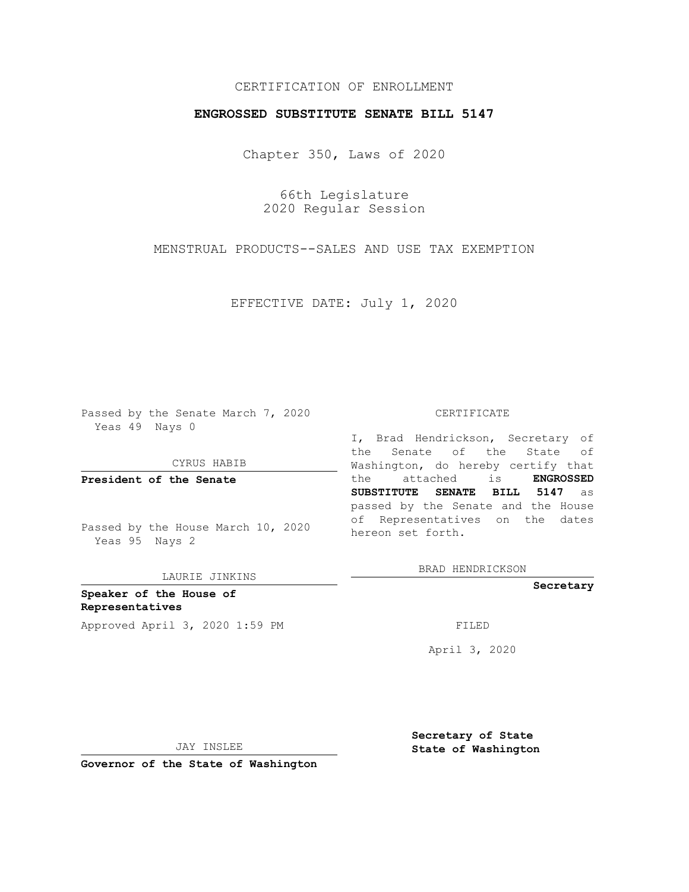CERTIFICATION OF ENROLLMENT

**ENGROSSED SUBSTITUTE SENATE BILL 5147**

Chapter 350, Laws of 2020

66th Legislature
2020 Regular Session

MENSTRUAL PRODUCTS--SALES AND USE TAX EXEMPTION

EFFECTIVE DATE: July 1, 2020

Passed by the Senate March 7, 2020
Yeas 49 Nays 0

CYRUS HABIB

**President of the Senate**

Passed by the House March 10, 2020
Yeas 95 Nays 2

LAURIE JINKINS

**Speaker of the House of Representatives**

Approved April 3, 2020 1:59 PM

JAY INSLEE

**Governor of the State of Washington**

CERTIFICATE

I, Brad Hendrickson, Secretary of the Senate of the State of Washington, do hereby certify that the attached is **ENGROSSED SUBSTITUTE SENATE BILL 5147** as passed by the Senate and the House of Representatives on the dates hereon set forth.

BRAD HENDRICKSON

**Secretary**

FILED

April 3, 2020

**Secretary of State**
**State of Washington**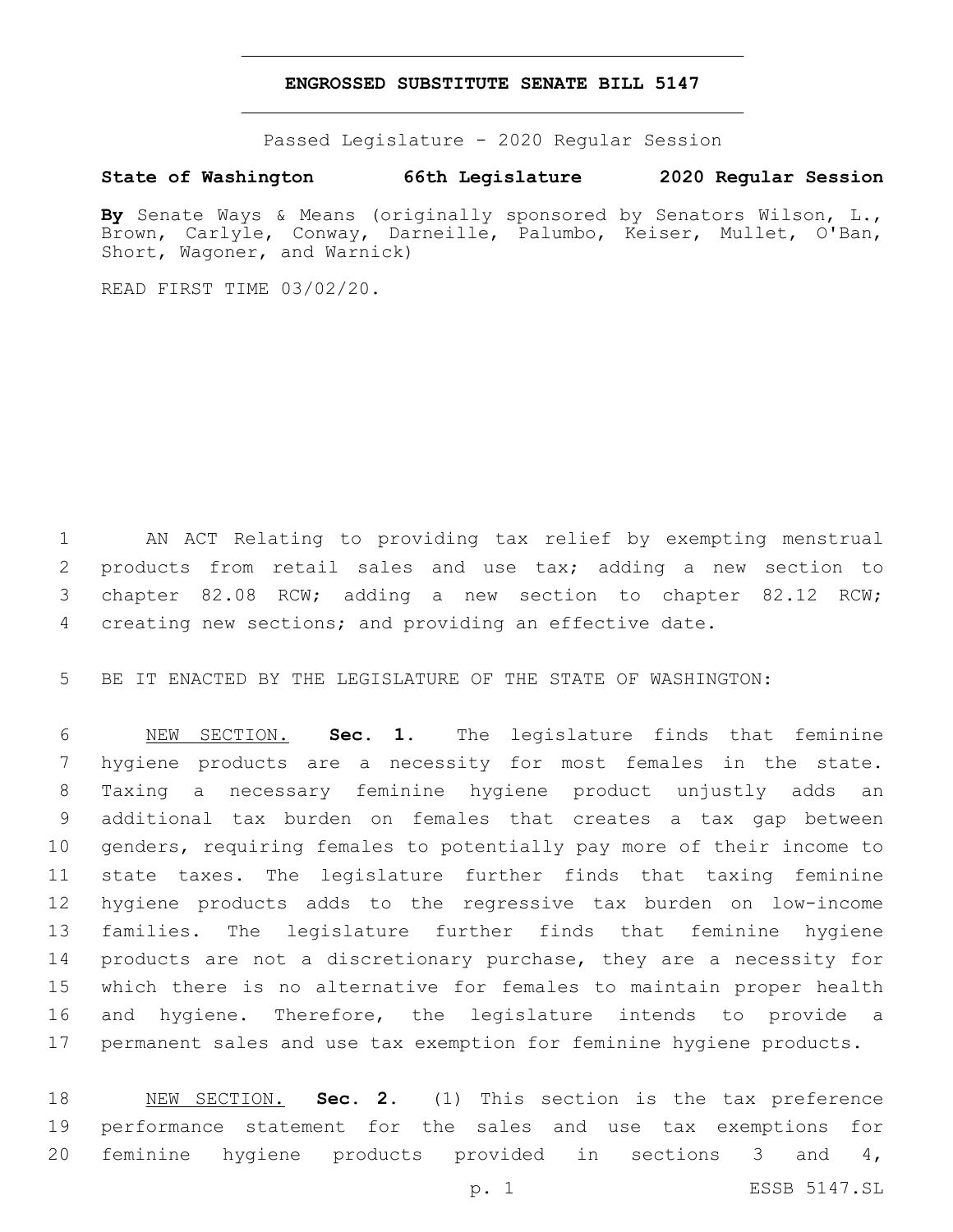# ENGROSSED SUBSTITUTE SENATE BILL 5147

Passed Legislature - 2020 Regular Session

**State of Washington 66th Legislature 2020 Regular Session**

**By** Senate Ways & Means (originally sponsored by Senators Wilson, L., Brown, Carlyle, Conway, Darneille, Palumbo, Keiser, Mullet, O'Ban, Short, Wagoner, and Warnick)

READ FIRST TIME 03/02/20.

AN ACT Relating to providing tax relief by exempting menstrual products from retail sales and use tax; adding a new section to chapter 82.08 RCW; adding a new section to chapter 82.12 RCW; creating new sections; and providing an effective date.

BE IT ENACTED BY THE LEGISLATURE OF THE STATE OF WASHINGTON:

NEW SECTION. **Sec. 1.** The legislature finds that feminine hygiene products are a necessity for most females in the state. Taxing a necessary feminine hygiene product unjustly adds an additional tax burden on females that creates a tax gap between genders, requiring females to potentially pay more of their income to state taxes. The legislature further finds that taxing feminine hygiene products adds to the regressive tax burden on low-income families. The legislature further finds that feminine hygiene products are not a discretionary purchase, they are a necessity for which there is no alternative for females to maintain proper health and hygiene. Therefore, the legislature intends to provide a permanent sales and use tax exemption for feminine hygiene products.

NEW SECTION. **Sec. 2.** (1) This section is the tax preference performance statement for the sales and use tax exemptions for feminine hygiene products provided in sections 3 and 4,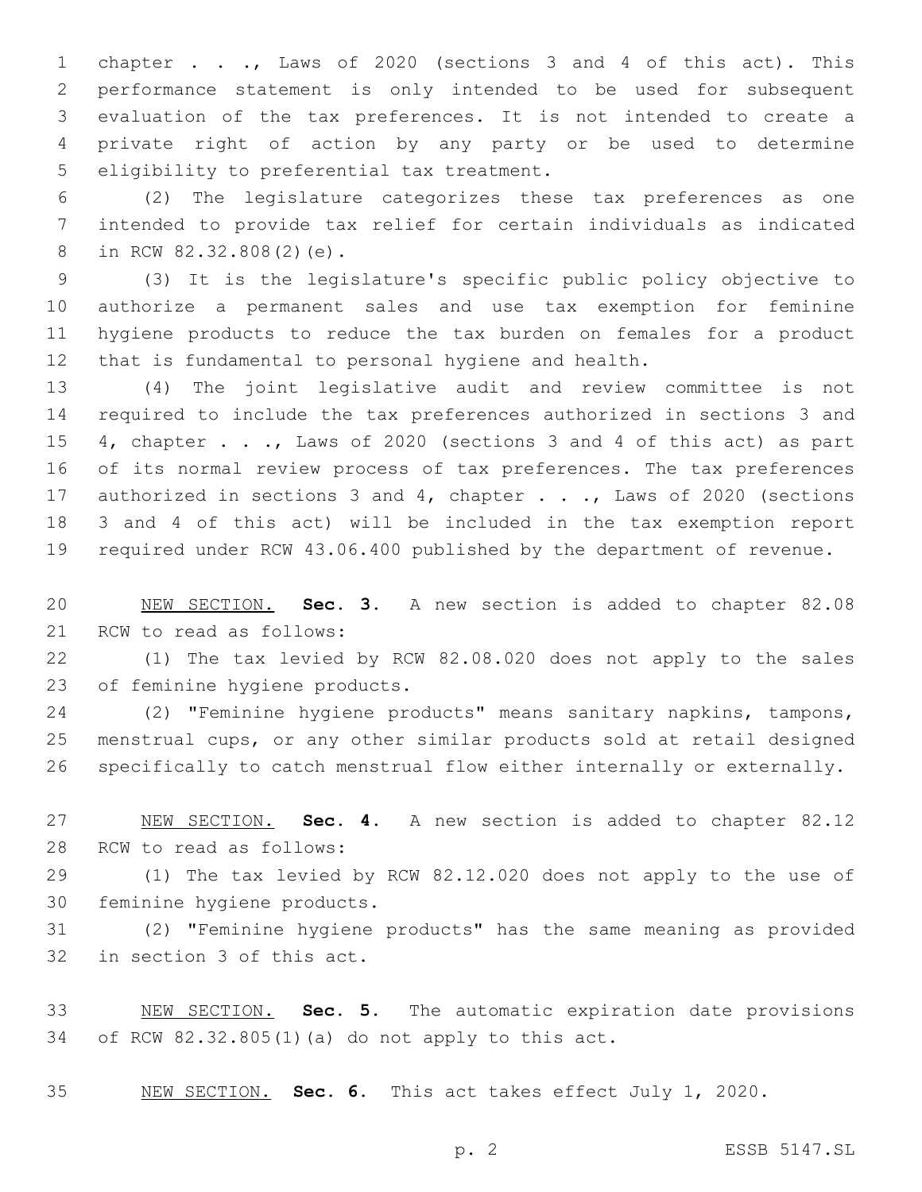chapter . . ., Laws of 2020 (sections 3 and 4 of this act). This performance statement is only intended to be used for subsequent evaluation of the tax preferences. It is not intended to create a private right of action by any party or be used to determine eligibility to preferential tax treatment.

(2) The legislature categorizes these tax preferences as one intended to provide tax relief for certain individuals as indicated in RCW 82.32.808(2)(e).

(3) It is the legislature's specific public policy objective to authorize a permanent sales and use tax exemption for feminine hygiene products to reduce the tax burden on females for a product that is fundamental to personal hygiene and health.

(4) The joint legislative audit and review committee is not required to include the tax preferences authorized in sections 3 and 4, chapter . . ., Laws of 2020 (sections 3 and 4 of this act) as part of its normal review process of tax preferences. The tax preferences authorized in sections 3 and 4, chapter . . ., Laws of 2020 (sections 3 and 4 of this act) will be included in the tax exemption report required under RCW 43.06.400 published by the department of revenue.

NEW SECTION. **Sec. 3.** A new section is added to chapter 82.08 RCW to read as follows:

(1) The tax levied by RCW 82.08.020 does not apply to the sales of feminine hygiene products.

(2) "Feminine hygiene products" means sanitary napkins, tampons, menstrual cups, or any other similar products sold at retail designed specifically to catch menstrual flow either internally or externally.

NEW SECTION. **Sec. 4.** A new section is added to chapter 82.12 RCW to read as follows:

(1) The tax levied by RCW 82.12.020 does not apply to the use of feminine hygiene products.

(2) "Feminine hygiene products" has the same meaning as provided in section 3 of this act.

NEW SECTION. **Sec. 5.** The automatic expiration date provisions of RCW 82.32.805(1)(a) do not apply to this act.

NEW SECTION. **Sec. 6.** This act takes effect July 1, 2020.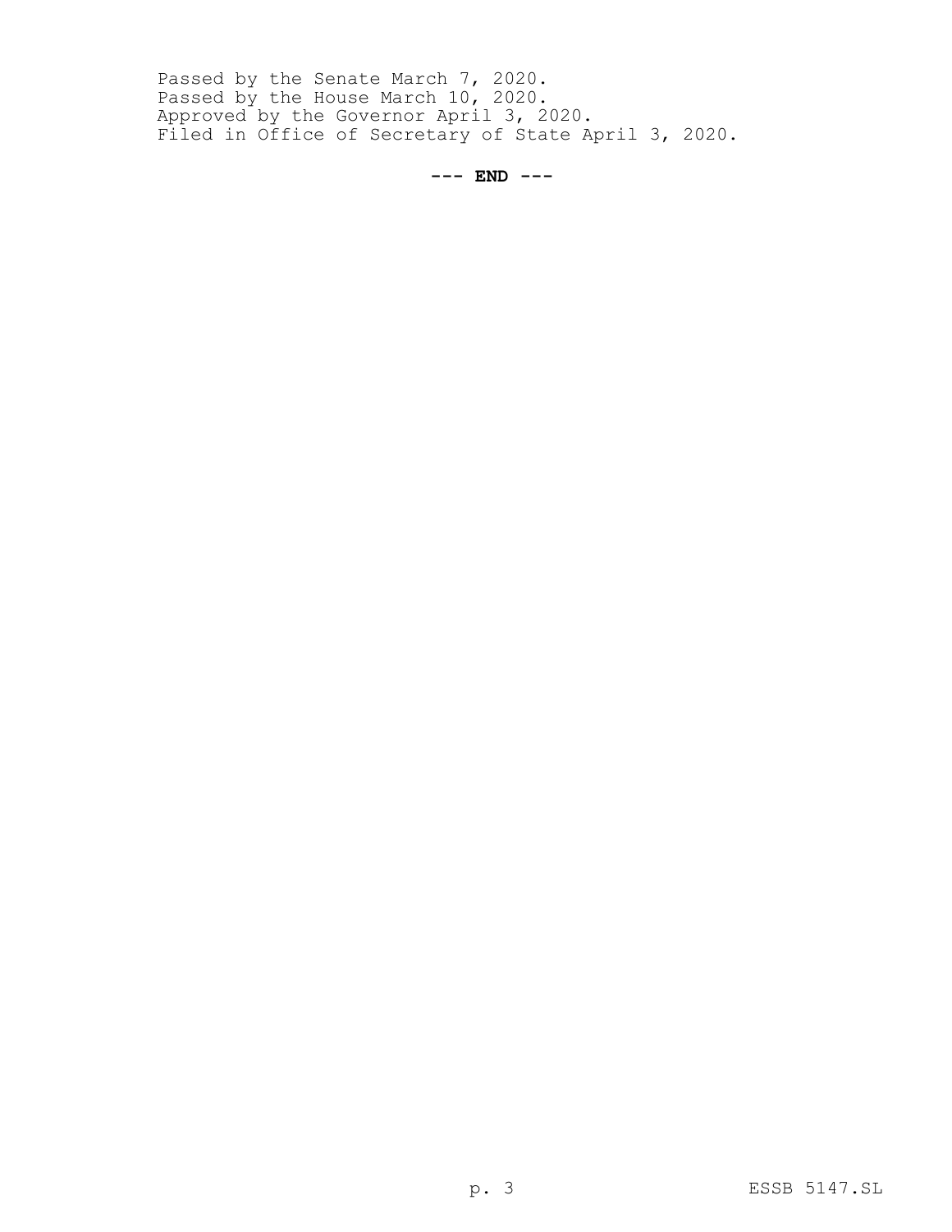Passed by the Senate March 7, 2020.
Passed by the House March 10, 2020.
Approved by the Governor April 3, 2020.
Filed in Office of Secretary of State April 3, 2020.

**--- END ---**